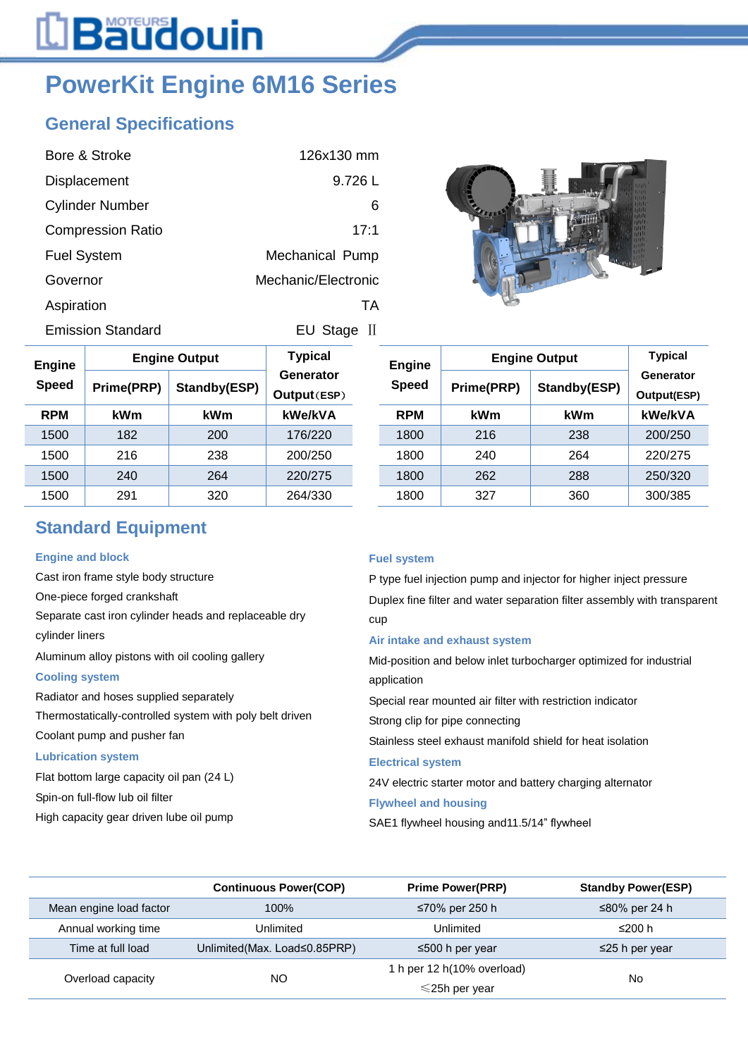# PowerKit Engine 6M16 Series

## General Specifications

| | |
|---|---|
| Bore & Stroke | 126x130 mm |
| Displacement | 9.726 L |
| Cylinder Number | 6 |
| Compression Ratio | 17:1 |
| Fuel System | Mechanical Pump |
| Governor | Mechanic/Electronic |
| Aspiration | TA |
| Emission Standard | EU Stage Ⅱ |

| Engine Speed | Engine Output | | Typical Generator Output（ESP） |
|---|---|---|---|
| | Prime(PRP) | Standby(ESP) | |
| RPM | kWm | kWm | kWe/kVA |
| 1500 | 182 | 200 | 176/220 |
| 1500 | 216 | 238 | 200/250 |
| 1500 | 240 | 264 | 220/275 |
| 1500 | 291 | 320 | 264/330 |

| Engine Speed | Engine Output | | Typical Generator Output(ESP) |
|---|---|---|---|
| | Prime(PRP) | Standby(ESP) | |
| RPM | kWm | kWm | kWe/kVA |
| 1800 | 216 | 238 | 200/250 |
| 1800 | 240 | 264 | 220/275 |
| 1800 | 262 | 288 | 250/320 |
| 1800 | 327 | 360 | 300/385 |

## Standard Equipment

### Engine and block

Cast iron frame style body structure

One-piece forged crankshaft

Separate cast iron cylinder heads and replaceable dry cylinder liners

Aluminum alloy pistons with oil cooling gallery

### Cooling system

Radiator and hoses supplied separately

Thermostatically-controlled system with poly belt driven

Coolant pump and pusher fan

### Lubrication system

Flat bottom large capacity oil pan (24 L)

Spin-on full-flow lub oil filter

High capacity gear driven lube oil pump

### Fuel system

P type fuel injection pump and injector for higher inject pressure

Duplex fine filter and water separation filter assembly with transparent cup

### Air intake and exhaust system

Mid-position and below inlet turbocharger optimized for industrial application

Special rear mounted air filter with restriction indicator

Strong clip for pipe connecting

Stainless steel exhaust manifold shield for heat isolation

### Electrical system

24V electric starter motor and battery charging alternator

### Flywheel and housing

SAE1 flywheel housing and11.5/14" flywheel

| | Continuous Power(COP) | Prime Power(PRP) | Standby Power(ESP) |
|---|---|---|---|
| Mean engine load factor | 100% | ≤70% per 250 h | ≤80% per 24 h |
| Annual working time | Unlimited | Unlimited | ≤200 h |
| Time at full load | Unlimited(Max. Load≤0.85PRP) | ≤500 h per year | ≤25 h per year |
| Overload capacity | NO | 1 h per 12 h(10% overload) ≤25h per year | No |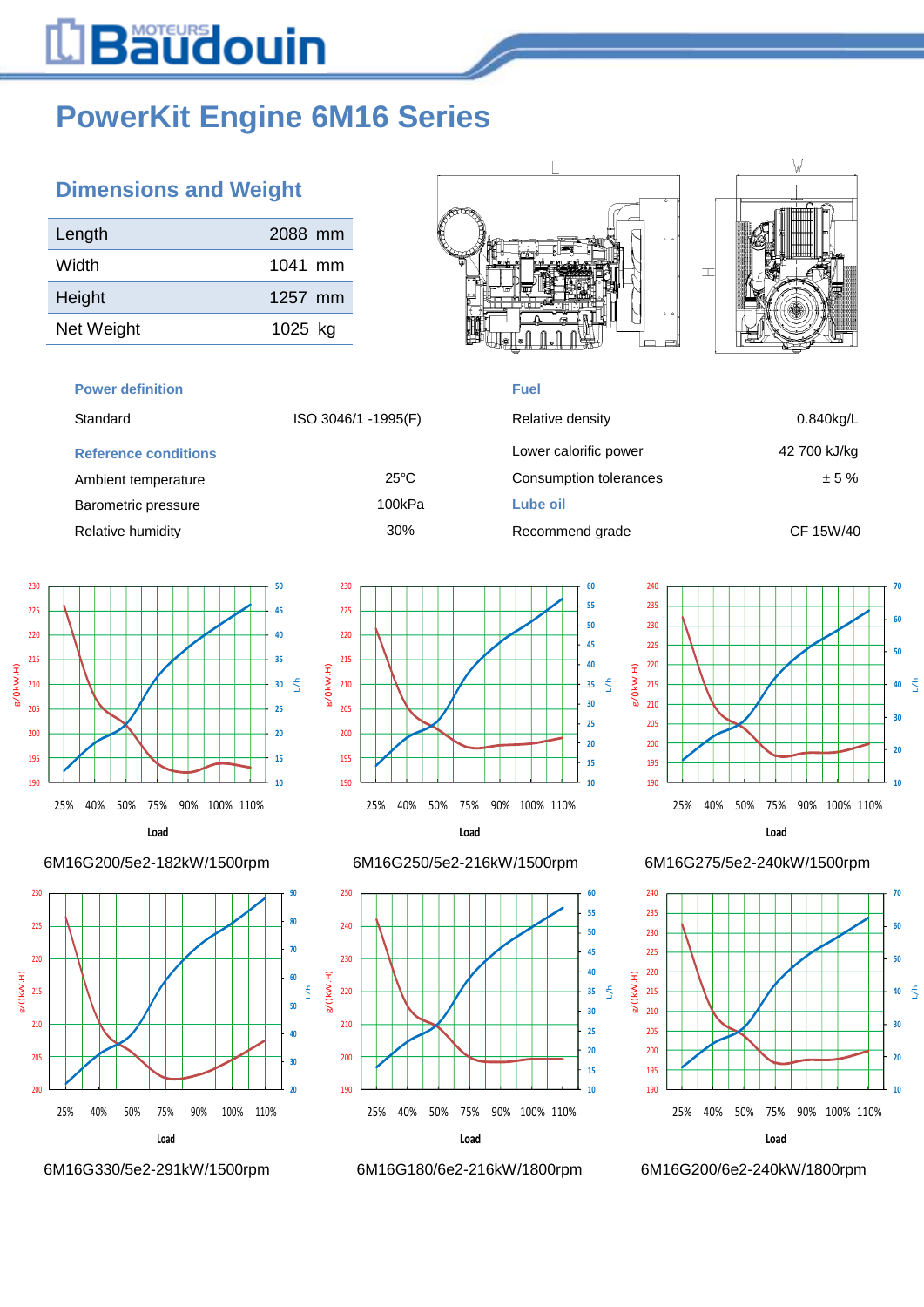# PowerKit Engine 6M16 Series

## Dimensions and Weight

| | |
|---|---|
| Length | 2088 mm |
| Width | 1041 mm |
| Height | 1257 mm |
| Net Weight | 1025 kg |

### Power definition

| | |
|---|---|
| Standard | ISO 3046/1 -1995(F) |

### Reference conditions

| | |
|---|---|
| Ambient temperature | 25°C |
| Barometric pressure | 100kPa |
| Relative humidity | 30% |

### Fuel

| | |
|---|---|
| Relative density | 0.840kg/L |
| Lower calorific power | 42 700 kJ/kg |
| Consumption tolerances | ± 5 % |

### Lube oil

| | |
|---|---|
| Recommend grade | CF 15W/40 |

6M16G200/5e2-182kW/1500rpm

6M16G250/5e2-216kW/1500rpm

6M16G275/5e2-240kW/1500rpm

6M16G330/5e2-291kW/1500rpm

6M16G180/6e2-216kW/1800rpm

6M16G200/6e2-240kW/1800rpm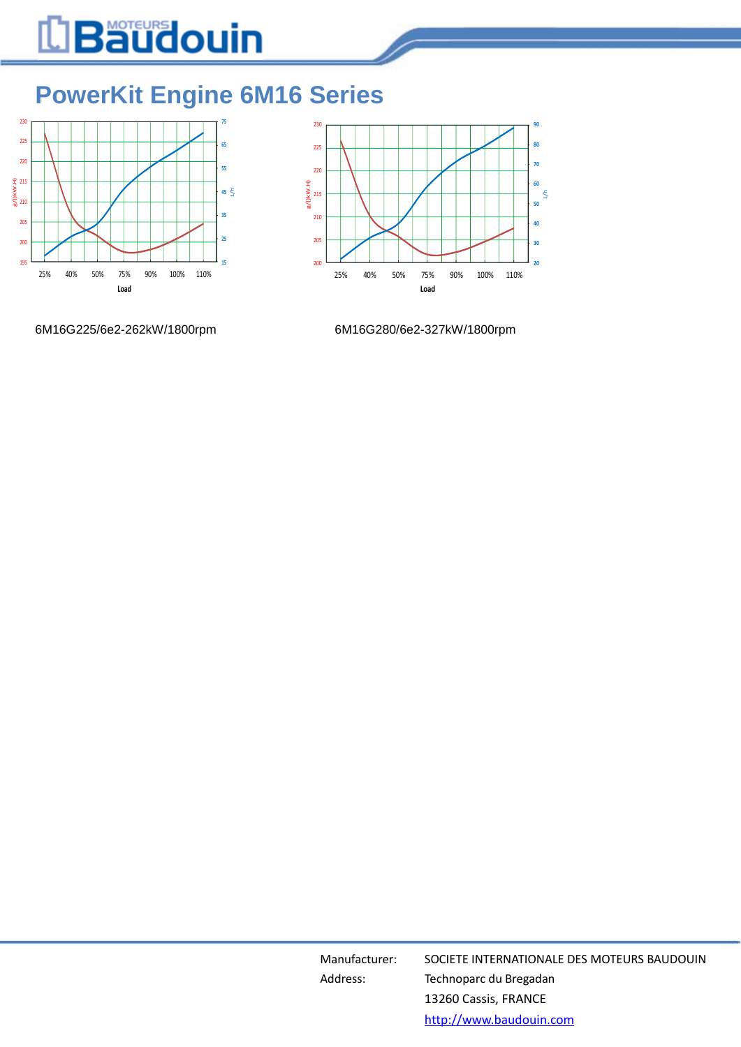# PowerKit Engine 6M16 Series

230
225
220
215
210
205
200
195
g/(kW.H)
75
65
55
45
35
25
15
L/h
25% 40% 50% 75% 90% 100% 110%
Load

230
225
220
215
210
205
200
g/(kW.H)
90
80
70
60
50
40
30
20
L/h
25% 40% 50% 75% 90% 100% 110%
Load

6M16G225/6e2-262kW/1800rpm

6M16G280/6e2-327kW/1800rpm

| | |
|---|---|
| Manufacturer: | SOCIETE INTERNATIONALE DES MOTEURS BAUDOUIN |
| Address: | Technoparc du Bregadan |
| | 13260 Cassis, FRANCE |
| | [http://www.baudouin.com](http://www.baudouin.com) |